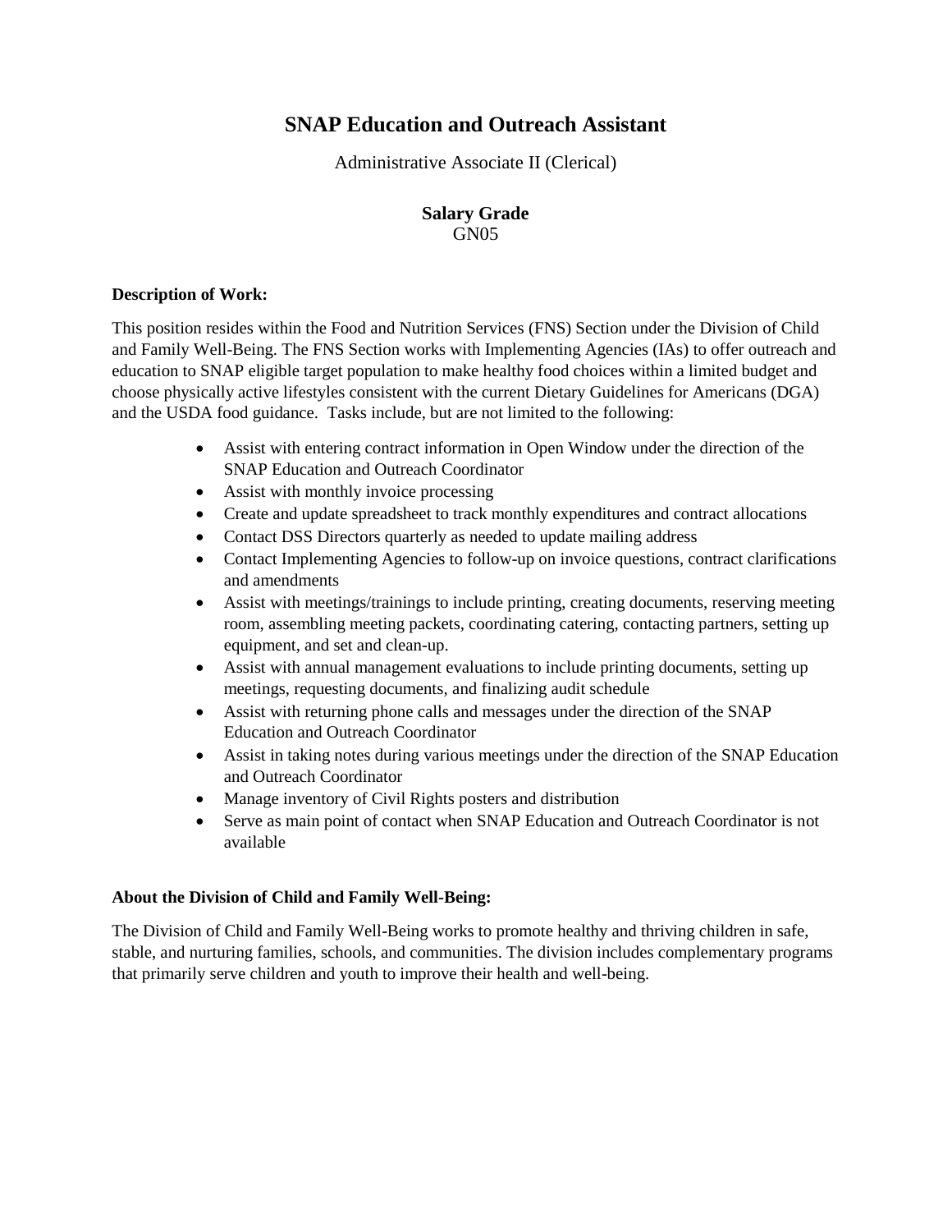# SNAP Education and Outreach Assistant

Administrative Associate II (Clerical)

**Salary Grade**
GN05

**Description of Work:**

This position resides within the Food and Nutrition Services (FNS) Section under the Division of Child and Family Well-Being. The FNS Section works with Implementing Agencies (IAs) to offer outreach and education to SNAP eligible target population to make healthy food choices within a limited budget and choose physically active lifestyles consistent with the current Dietary Guidelines for Americans (DGA) and the USDA food guidance. Tasks include, but are not limited to the following:

- Assist with entering contract information in Open Window under the direction of the SNAP Education and Outreach Coordinator
- Assist with monthly invoice processing
- Create and update spreadsheet to track monthly expenditures and contract allocations
- Contact DSS Directors quarterly as needed to update mailing address
- Contact Implementing Agencies to follow-up on invoice questions, contract clarifications and amendments
- Assist with meetings/trainings to include printing, creating documents, reserving meeting room, assembling meeting packets, coordinating catering, contacting partners, setting up equipment, and set and clean-up.
- Assist with annual management evaluations to include printing documents, setting up meetings, requesting documents, and finalizing audit schedule
- Assist with returning phone calls and messages under the direction of the SNAP Education and Outreach Coordinator
- Assist in taking notes during various meetings under the direction of the SNAP Education and Outreach Coordinator
- Manage inventory of Civil Rights posters and distribution
- Serve as main point of contact when SNAP Education and Outreach Coordinator is not available

**About the Division of Child and Family Well-Being:**

The Division of Child and Family Well-Being works to promote healthy and thriving children in safe, stable, and nurturing families, schools, and communities. The division includes complementary programs that primarily serve children and youth to improve their health and well-being.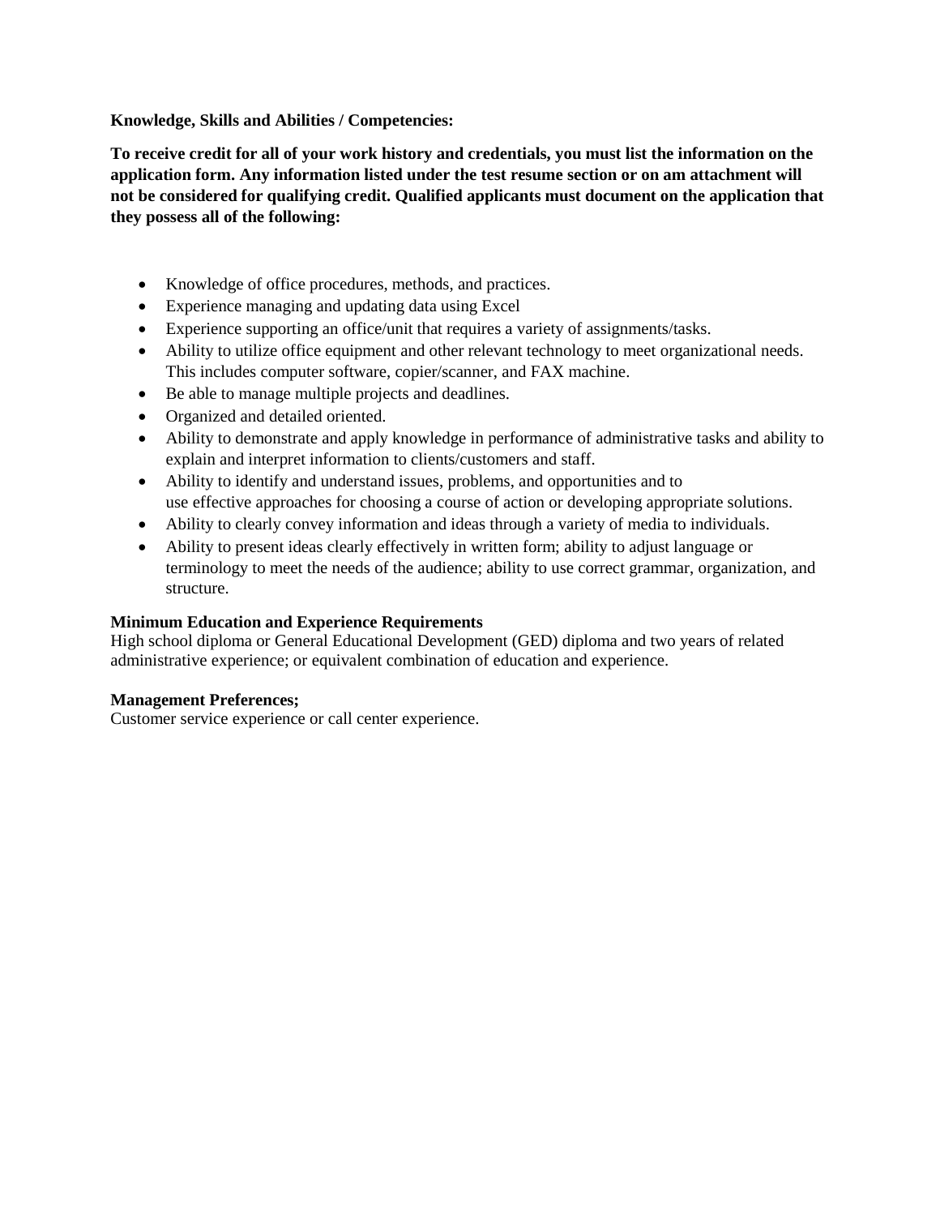**Knowledge, Skills and Abilities / Competencies:**

**To receive credit for all of your work history and credentials, you must list the information on the application form. Any information listed under the test resume section or on am attachment will not be considered for qualifying credit. Qualified applicants must document on the application that they possess all of the following:**

- Knowledge of office procedures, methods, and practices.
- Experience managing and updating data using Excel
- Experience supporting an office/unit that requires a variety of assignments/tasks.
- Ability to utilize office equipment and other relevant technology to meet organizational needs. This includes computer software, copier/scanner, and FAX machine.
- Be able to manage multiple projects and deadlines.
- Organized and detailed oriented.
- Ability to demonstrate and apply knowledge in performance of administrative tasks and ability to explain and interpret information to clients/customers and staff.
- Ability to identify and understand issues, problems, and opportunities and to use effective approaches for choosing a course of action or developing appropriate solutions.
- Ability to clearly convey information and ideas through a variety of media to individuals.
- Ability to present ideas clearly effectively in written form; ability to adjust language or terminology to meet the needs of the audience; ability to use correct grammar, organization, and structure.

**Minimum Education and Experience Requirements**

High school diploma or General Educational Development (GED) diploma and two years of related administrative experience; or equivalent combination of education and experience.

**Management Preferences;**

Customer service experience or call center experience.